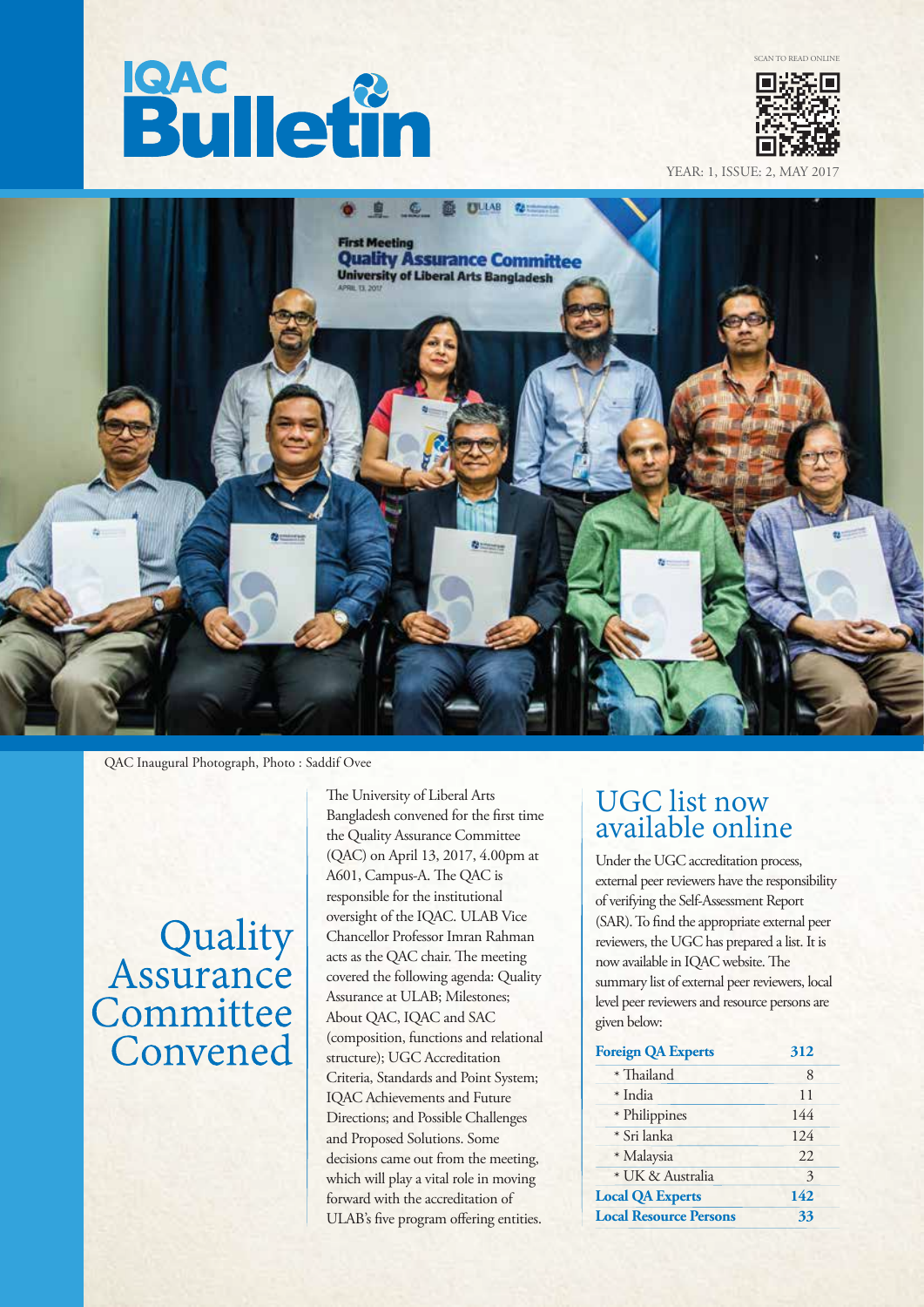# IQAC Bulletin

SCAN TO READ ONLINE

YEAR: 1, ISSUE: 2, MAY 2017

QAC Inaugural Photograph, Photo : Saddif Ovee

## Quality Assurance Committee Convened

The University of Liberal Arts Bangladesh convened for the first time the Quality Assurance Committee (QAC) on April 13, 2017, 4.00pm at A601, Campus-A. The QAC is responsible for the institutional oversight of the IQAC. ULAB Vice Chancellor Professor Imran Rahman acts as the QAC chair. The meeting covered the following agenda: Quality Assurance at ULAB; Milestones; About QAC, IQAC and SAC (composition, functions and relational structure); UGC Accreditation Criteria, Standards and Point System; IQAC Achievements and Future Directions; and Possible Challenges and Proposed Solutions. Some decisions came out from the meeting, which will play a vital role in moving forward with the accreditation of ULAB's five program offering entities.

## UGC list now available online

Under the UGC accreditation process, external peer reviewers have the responsibility of verifying the Self-Assessment Report (SAR). To find the appropriate external peer reviewers, the UGC has prepared a list. It is now available in IQAC website. The summary list of external peer reviewers, local level peer reviewers and resource persons are given below:

| | |
|---|---|
| **Foreign QA Experts** | **312** |
| * Thailand | 8 |
| * India | 11 |
| * Philippines | 144 |
| * Sri lanka | 124 |
| * Malaysia | 22 |
| * UK & Australia | 3 |
| **Local QA Experts** | **142** |
| **Local Resource Persons** | **33** |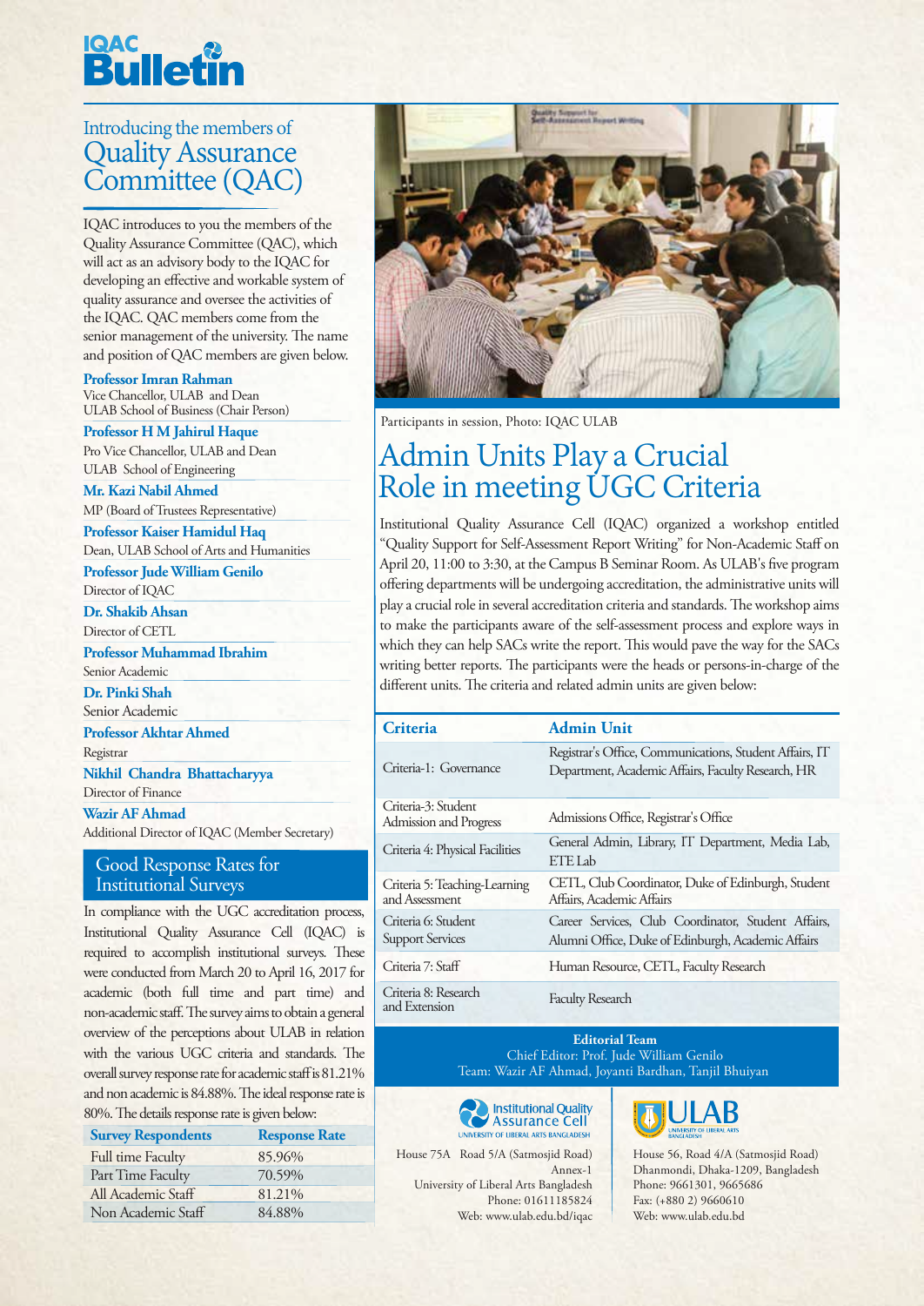# IQAC Bulletin

## Introducing the members of Quality Assurance Committee (QAC)

IQAC introduces to you the members of the Quality Assurance Committee (QAC), which will act as an advisory body to the IQAC for developing an effective and workable system of quality assurance and oversee the activities of the IQAC. QAC members come from the senior management of the university. The name and position of QAC members are given below.

**Professor Imran Rahman**
Vice Chancellor, ULAB and Dean
ULAB School of Business (Chair Person)

**Professor H M Jahirul Haque**
Pro Vice Chancellor, ULAB and Dean
ULAB School of Engineering

**Mr. Kazi Nabil Ahmed**
MP (Board of Trustees Representative)

**Professor Kaiser Hamidul Haq**
Dean, ULAB School of Arts and Humanities

**Professor Jude William Genilo**
Director of IQAC

**Dr. Shakib Ahsan**
Director of CETL

**Professor Muhammad Ibrahim**
Senior Academic

**Dr. Pinki Shah**
Senior Academic

**Professor Akhtar Ahmed**
Registrar

**Nikhil Chandra Bhattacharyya**
Director of Finance

**Wazir AF Ahmad**
Additional Director of IQAC (Member Secretary)

## Good Response Rates for Institutional Surveys

In compliance with the UGC accreditation process, Institutional Quality Assurance Cell (IQAC) is required to accomplish institutional surveys. These were conducted from March 20 to April 16, 2017 for academic (both full time and part time) and non-academic staff. The survey aims to obtain a general overview of the perceptions about ULAB in relation with the various UGC criteria and standards. The overall survey response rate for academic staff is 81.21% and non academic is 84.88%. The ideal response rate is 80%. The details response rate is given below:

| Survey Respondents | Response Rate |
|---|---|
| Full time Faculty | 85.96% |
| Part Time Faculty | 70.59% |
| All Academic Staff | 81.21% |
| Non Academic Staff | 84.88% |

Participants in session, Photo: IQAC ULAB

## Admin Units Play a Crucial Role in meeting UGC Criteria

Institutional Quality Assurance Cell (IQAC) organized a workshop entitled "Quality Support for Self-Assessment Report Writing" for Non-Academic Staff on April 20, 11:00 to 3:30, at the Campus B Seminar Room. As ULAB's five program offering departments will be undergoing accreditation, the administrative units will play a crucial role in several accreditation criteria and standards. The workshop aims to make the participants aware of the self-assessment process and explore ways in which they can help SACs write the report. This would pave the way for the SACs writing better reports. The participants were the heads or persons-in-charge of the different units. The criteria and related admin units are given below:

| Criteria | Admin Unit |
|---|---|
| Criteria-1: Governance | Registrar's Office, Communications, Student Affairs, IT Department, Academic Affairs, Faculty Research, HR |
| Criteria-3: Student Admission and Progress | Admissions Office, Registrar's Office |
| Criteria 4: Physical Facilities | General Admin, Library, IT Department, Media Lab, ETE Lab |
| Criteria 5: Teaching-Learning and Assessment | CETL, Club Coordinator, Duke of Edinburgh, Student Affairs, Academic Affairs |
| Criteria 6: Student Support Services | Career Services, Club Coordinator, Student Affairs, Alumni Office, Duke of Edinburgh, Academic Affairs |
| Criteria 7: Staff | Human Resource, CETL, Faculty Research |
| Criteria 8: Research and Extension | Faculty Research |

**Editorial Team**
Chief Editor: Prof. Jude William Genilo
Team: Wazir AF Ahmad, Joyanti Bardhan, Tanjil Bhuiyan

Institutional Quality Assurance Cell
University of Liberal Arts Bangladesh

House 75A Road 5/A (Satmosjid Road)
Annex-1
University of Liberal Arts Bangladesh
Phone: 01611185824
Web: www.ulab.edu.bd/iqac

ULAB
University of Liberal Arts Bangladesh

House 56, Road 4/A (Satmosjid Road)
Dhanmondi, Dhaka-1209, Bangladesh
Phone: 9661301, 9665686
Fax: (+880 2) 9660610
Web: www.ulab.edu.bd